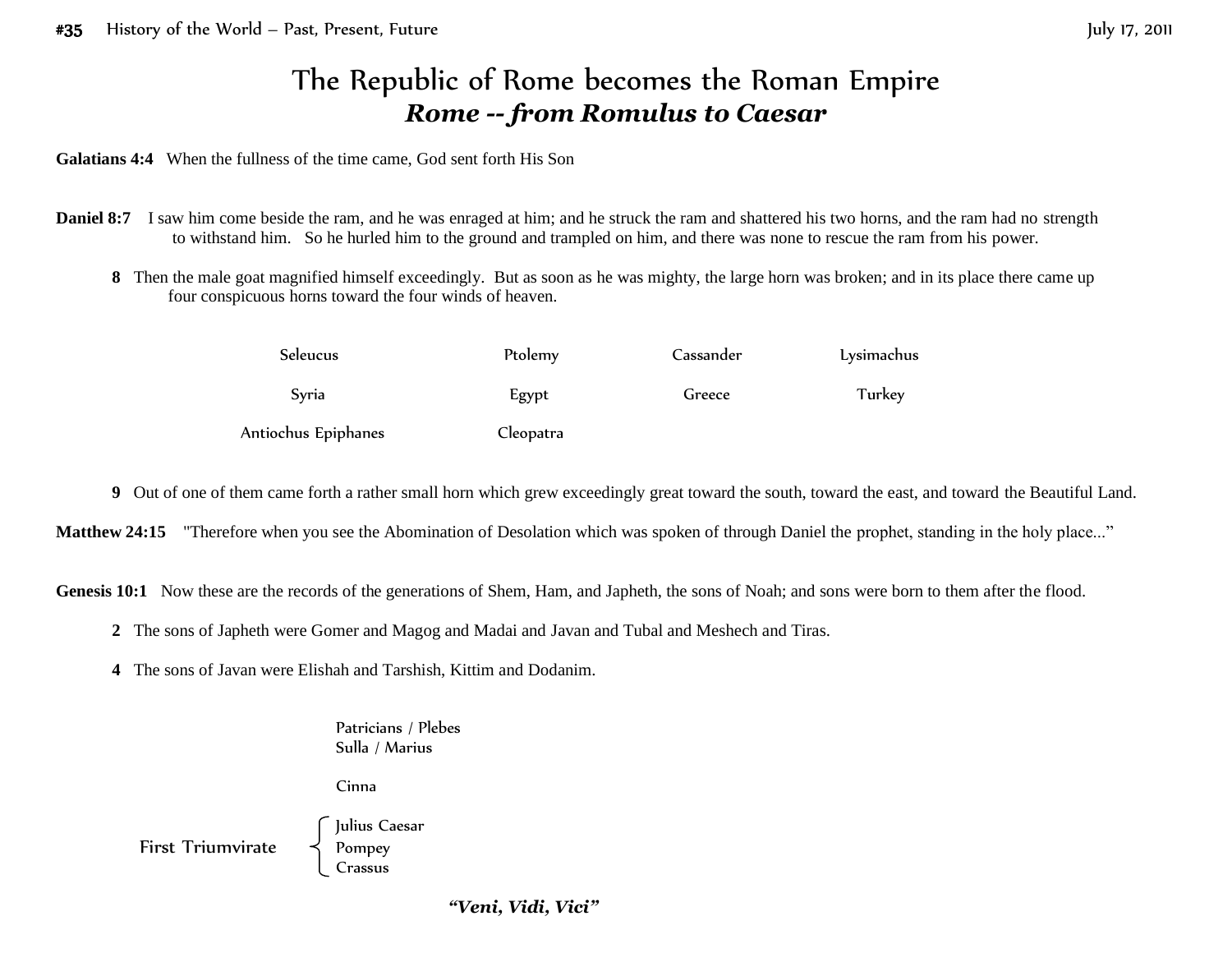# The Republic of Rome becomes the Roman Empire

## *Rome -- from Romulus to Caesar*

**Galatians 4:4** When the fullness of the time came, God sent forth His Son

**Daniel 8:7** I saw him come beside the ram, and he was enraged at him; and he struck the ram and shattered his two horns, and the ram had no strength to withstand him. So he hurled him to the ground and trampled on him, and there was none to rescue the ram from his power.

**8** Then the male goat magnified himself exceedingly. But as soon as he was mighty, the large horn was broken; and in its place there came up four conspicuous horns toward the four winds of heaven.

| Seleucus | Ptolemy | Cassander | Lysimachus |
|---|---|---|---|
| Syria | Egypt | Greece | Turkey |
| Antiochus Epiphanes | Cleopatra | | |

**9** Out of one of them came forth a rather small horn which grew exceedingly great toward the south, toward the east, and toward the Beautiful Land.

**Matthew 24:15** "Therefore when you see the Abomination of Desolation which was spoken of through Daniel the prophet, standing in the holy place..."

**Genesis 10:1** Now these are the records of the generations of Shem, Ham, and Japheth, the sons of Noah; and sons were born to them after the flood.

**2** The sons of Japheth were Gomer and Magog and Madai and Javan and Tubal and Meshech and Tiras.

**4** The sons of Javan were Elishah and Tarshish, Kittim and Dodanim.

Patricians / Plebes
Sulla / Marius

Cinna

First Triumvirate:
- Julius Caesar
- Pompey
- Crassus

***"Veni, Vidi, Vici"***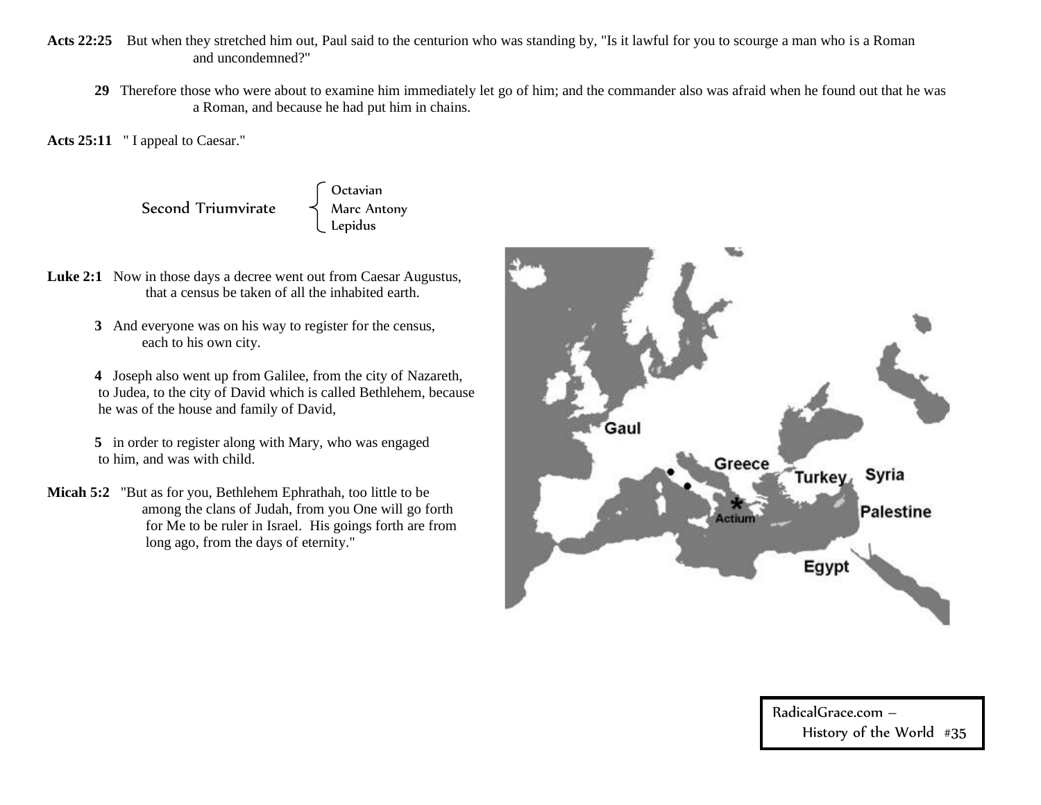**Acts 22:25** But when they stretched him out, Paul said to the centurion who was standing by, "Is it lawful for you to scourge a man who is a Roman and uncondemned?"

**29** Therefore those who were about to examine him immediately let go of him; and the commander also was afraid when he found out that he was a Roman, and because he had put him in chains.

**Acts 25:11** " I appeal to Caesar."

Second Triumvirate
- Octavian
- Marc Antony
- Lepidus

**Luke 2:1** Now in those days a decree went out from Caesar Augustus, that a census be taken of all the inhabited earth.

**3** And everyone was on his way to register for the census, each to his own city.

**4** Joseph also went up from Galilee, from the city of Nazareth, to Judea, to the city of David which is called Bethlehem, because he was of the house and family of David,

**5** in order to register along with Mary, who was engaged to him, and was with child.

**Micah 5:2** "But as for you, Bethlehem Ephrathah, too little to be among the clans of Judah, from you One will go forth for Me to be ruler in Israel. His goings forth are from long ago, from the days of eternity."

Gaul

Greece

Turkey

Syria

Actium

Palestine

Egypt

RadicalGrace.com –
History of the World #35